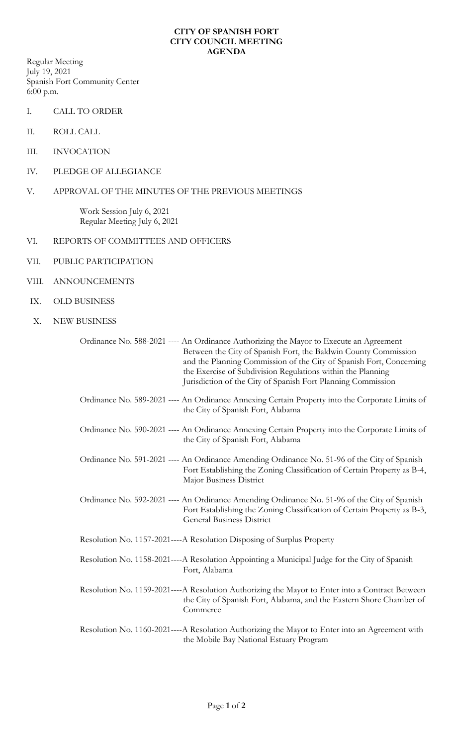# CITY OF SPANISH FORT
# CITY COUNCIL MEETING
# AGENDA

Regular Meeting
July 19, 2021
Spanish Fort Community Center
6:00 p.m.

I. CALL TO ORDER

II. ROLL CALL

III. INVOCATION

IV. PLEDGE OF ALLEGIANCE

V. APPROVAL OF THE MINUTES OF THE PREVIOUS MEETINGS

   Work Session July 6, 2021
   Regular Meeting July 6, 2021

VI. REPORTS OF COMMITTEES AND OFFICERS

VII. PUBLIC PARTICIPATION

VIII. ANNOUNCEMENTS

IX. OLD BUSINESS

X. NEW BUSINESS

   Ordinance No. 588-2021 ---- An Ordinance Authorizing the Mayor to Execute an Agreement Between the City of Spanish Fort, the Baldwin County Commission and the Planning Commission of the City of Spanish Fort, Concerning the Exercise of Subdivision Regulations within the Planning Jurisdiction of the City of Spanish Fort Planning Commission

   Ordinance No. 589-2021 ---- An Ordinance Annexing Certain Property into the Corporate Limits of the City of Spanish Fort, Alabama

   Ordinance No. 590-2021 ---- An Ordinance Annexing Certain Property into the Corporate Limits of the City of Spanish Fort, Alabama

   Ordinance No. 591-2021 ---- An Ordinance Amending Ordinance No. 51-96 of the City of Spanish Fort Establishing the Zoning Classification of Certain Property as B-4, Major Business District

   Ordinance No. 592-2021 ---- An Ordinance Amending Ordinance No. 51-96 of the City of Spanish Fort Establishing the Zoning Classification of Certain Property as B-3, General Business District

   Resolution No. 1157-2021----A Resolution Disposing of Surplus Property

   Resolution No. 1158-2021----A Resolution Appointing a Municipal Judge for the City of Spanish Fort, Alabama

   Resolution No. 1159-2021----A Resolution Authorizing the Mayor to Enter into a Contract Between the City of Spanish Fort, Alabama, and the Eastern Shore Chamber of Commerce

   Resolution No. 1160-2021----A Resolution Authorizing the Mayor to Enter into an Agreement with the Mobile Bay National Estuary Program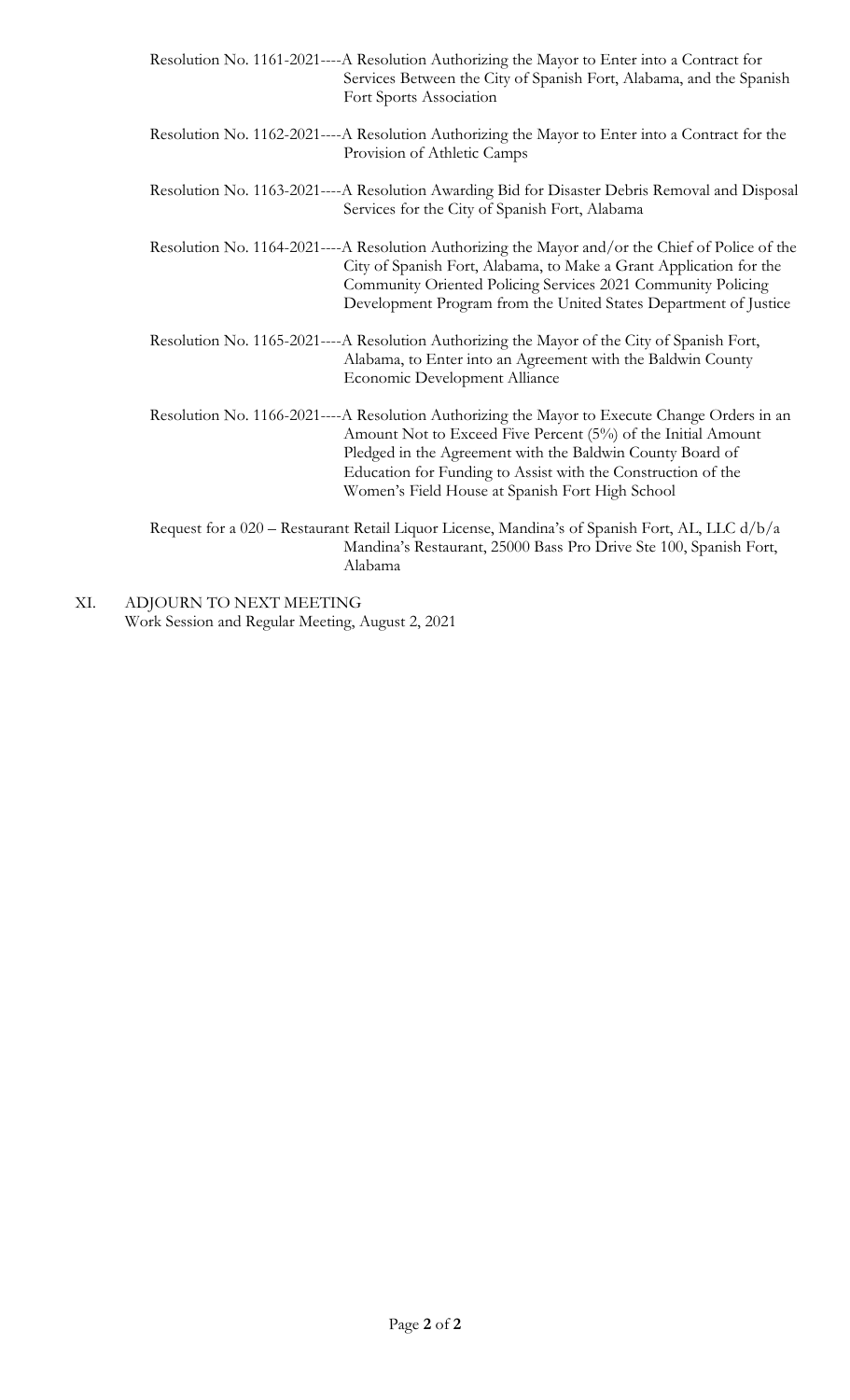Resolution No. 1161-2021----A Resolution Authorizing the Mayor to Enter into a Contract for Services Between the City of Spanish Fort, Alabama, and the Spanish Fort Sports Association

Resolution No. 1162-2021----A Resolution Authorizing the Mayor to Enter into a Contract for the Provision of Athletic Camps

Resolution No. 1163-2021----A Resolution Awarding Bid for Disaster Debris Removal and Disposal Services for the City of Spanish Fort, Alabama

Resolution No. 1164-2021----A Resolution Authorizing the Mayor and/or the Chief of Police of the City of Spanish Fort, Alabama, to Make a Grant Application for the Community Oriented Policing Services 2021 Community Policing Development Program from the United States Department of Justice

Resolution No. 1165-2021----A Resolution Authorizing the Mayor of the City of Spanish Fort, Alabama, to Enter into an Agreement with the Baldwin County Economic Development Alliance

Resolution No. 1166-2021----A Resolution Authorizing the Mayor to Execute Change Orders in an Amount Not to Exceed Five Percent (5%) of the Initial Amount Pledged in the Agreement with the Baldwin County Board of Education for Funding to Assist with the Construction of the Women's Field House at Spanish Fort High School

Request for a 020 – Restaurant Retail Liquor License, Mandina's of Spanish Fort, AL, LLC d/b/a Mandina's Restaurant, 25000 Bass Pro Drive Ste 100, Spanish Fort, Alabama

XI. ADJOURN TO NEXT MEETING

Work Session and Regular Meeting, August 2, 2021